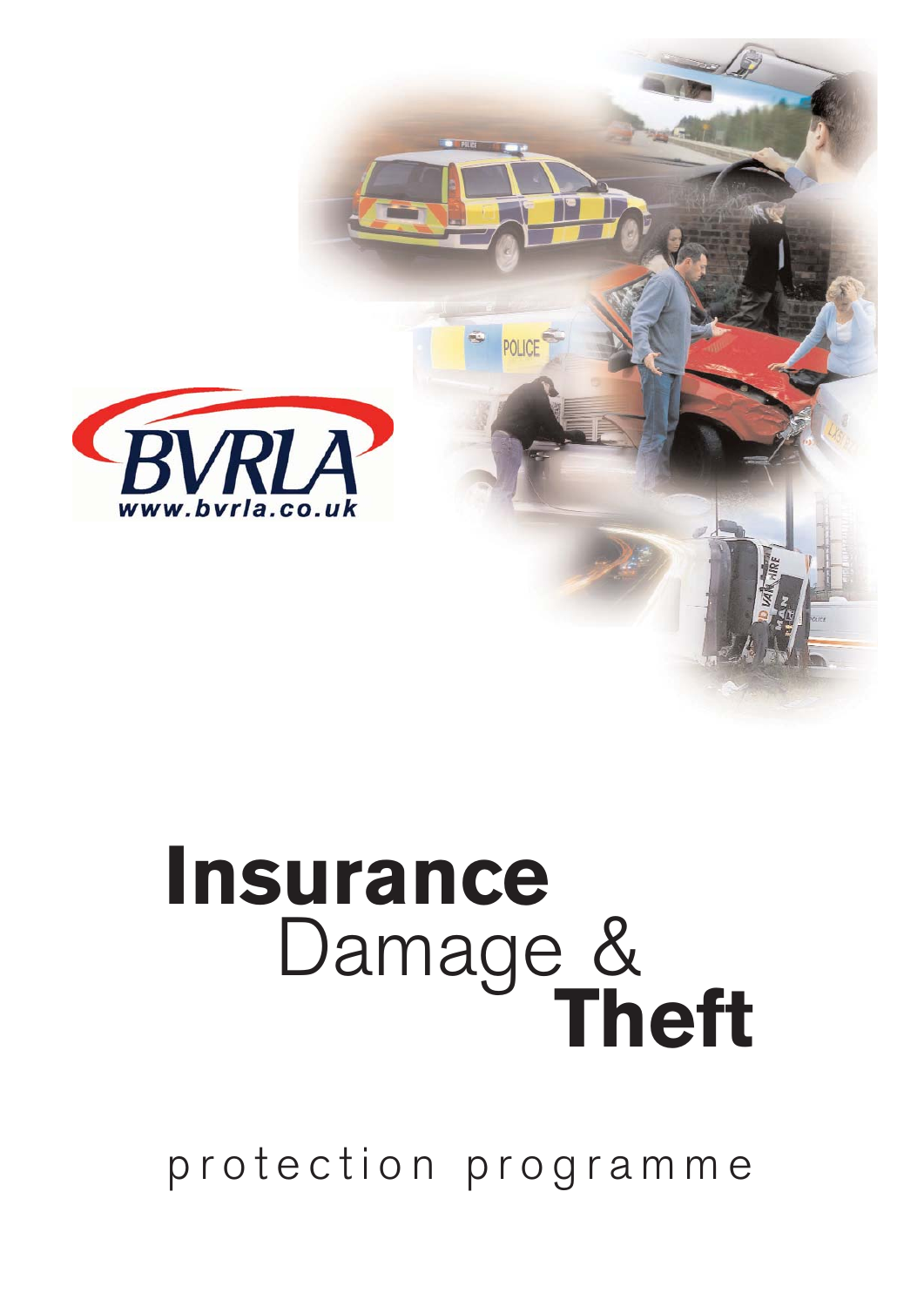BVRLA

www.bvrla.co.uk

# Insurance Damage & Theft

protection programme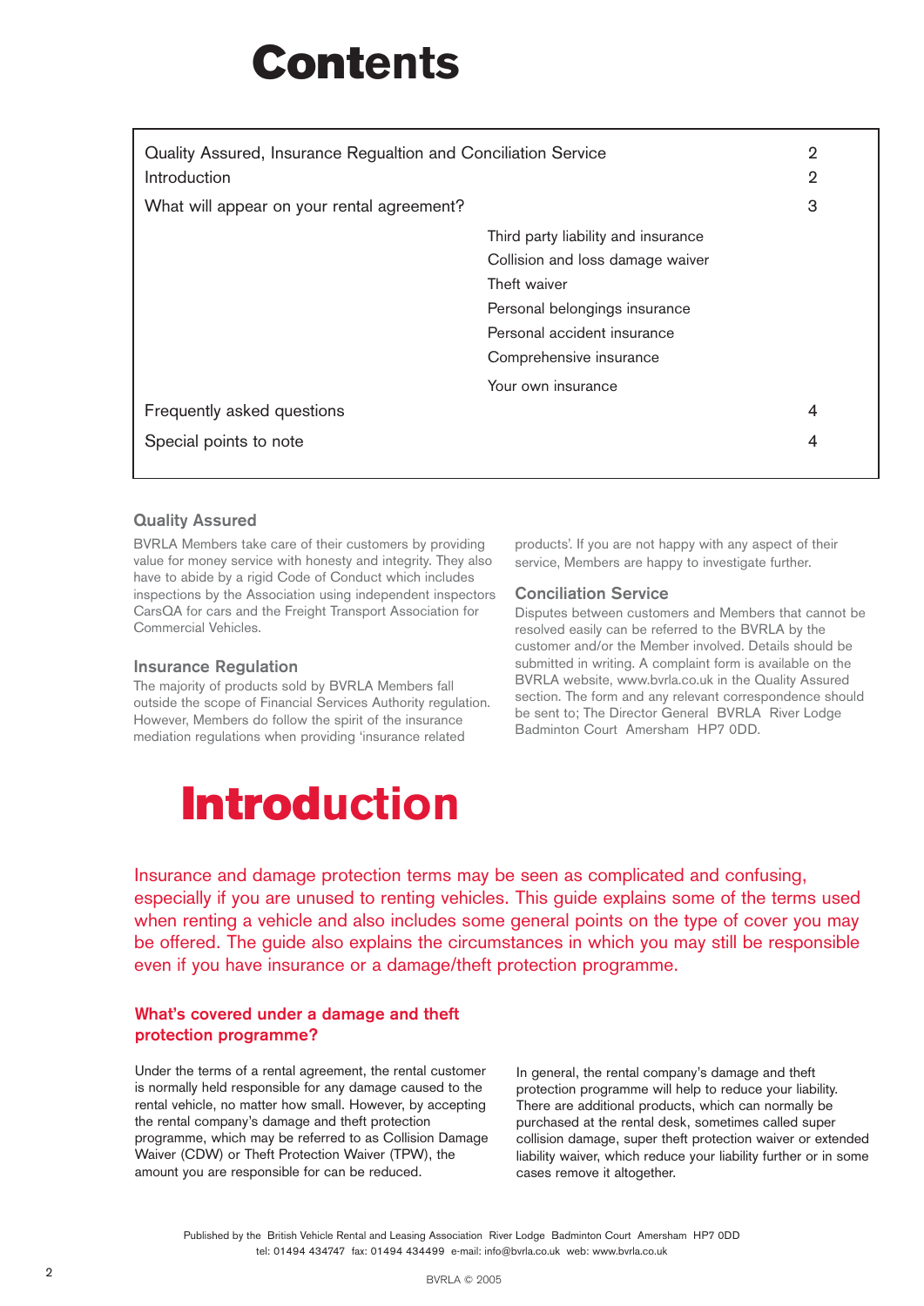# Contents

| | | |
|---|---|---|
| Quality Assured, Insurance Regualtion and Conciliation Service | | 2 |
| Introduction | | 2 |
| What will appear on your rental agreement? | | 3 |
| | Third party liability and insurance | |
| | Collision and loss damage waiver | |
| | Theft waiver | |
| | Personal belongings insurance | |
| | Personal accident insurance | |
| | Comprehensive insurance | |
| | Your own insurance | |
| Frequently asked questions | | 4 |
| Special points to note | | 4 |

### Quality Assured

BVRLA Members take care of their customers by providing value for money service with honesty and integrity. They also have to abide by a rigid Code of Conduct which includes inspections by the Association using independent inspectors CarsQA for cars and the Freight Transport Association for Commercial Vehicles.

### Insurance Regulation

The majority of products sold by BVRLA Members fall outside the scope of Financial Services Authority regulation. However, Members do follow the spirit of the insurance mediation regulations when providing 'insurance related products'. If you are not happy with any aspect of their service, Members are happy to investigate further.

### Conciliation Service

Disputes between customers and Members that cannot be resolved easily can be referred to the BVRLA by the customer and/or the Member involved. Details should be submitted in writing. A complaint form is available on the BVRLA website, www.bvrla.co.uk in the Quality Assured section. The form and any relevant correspondence should be sent to; The Director General BVRLA River Lodge Badminton Court Amersham HP7 0DD.

# Introduction

Insurance and damage protection terms may be seen as complicated and confusing, especially if you are unused to renting vehicles. This guide explains some of the terms used when renting a vehicle and also includes some general points on the type of cover you may be offered. The guide also explains the circumstances in which you may still be responsible even if you have insurance or a damage/theft protection programme.

### What's covered under a damage and theft protection programme?

Under the terms of a rental agreement, the rental customer is normally held responsible for any damage caused to the rental vehicle, no matter how small. However, by accepting the rental company's damage and theft protection programme, which may be referred to as Collision Damage Waiver (CDW) or Theft Protection Waiver (TPW), the amount you are responsible for can be reduced.

In general, the rental company's damage and theft protection programme will help to reduce your liability. There are additional products, which can normally be purchased at the rental desk, sometimes called super collision damage, super theft protection waiver or extended liability waiver, which reduce your liability further or in some cases remove it altogether.

Published by the British Vehicle Rental and Leasing Association River Lodge Badminton Court Amersham HP7 0DD
tel: 01494 434747 fax: 01494 434499 e-mail: info@bvrla.co.uk web: www.bvrla.co.uk

BVRLA © 2005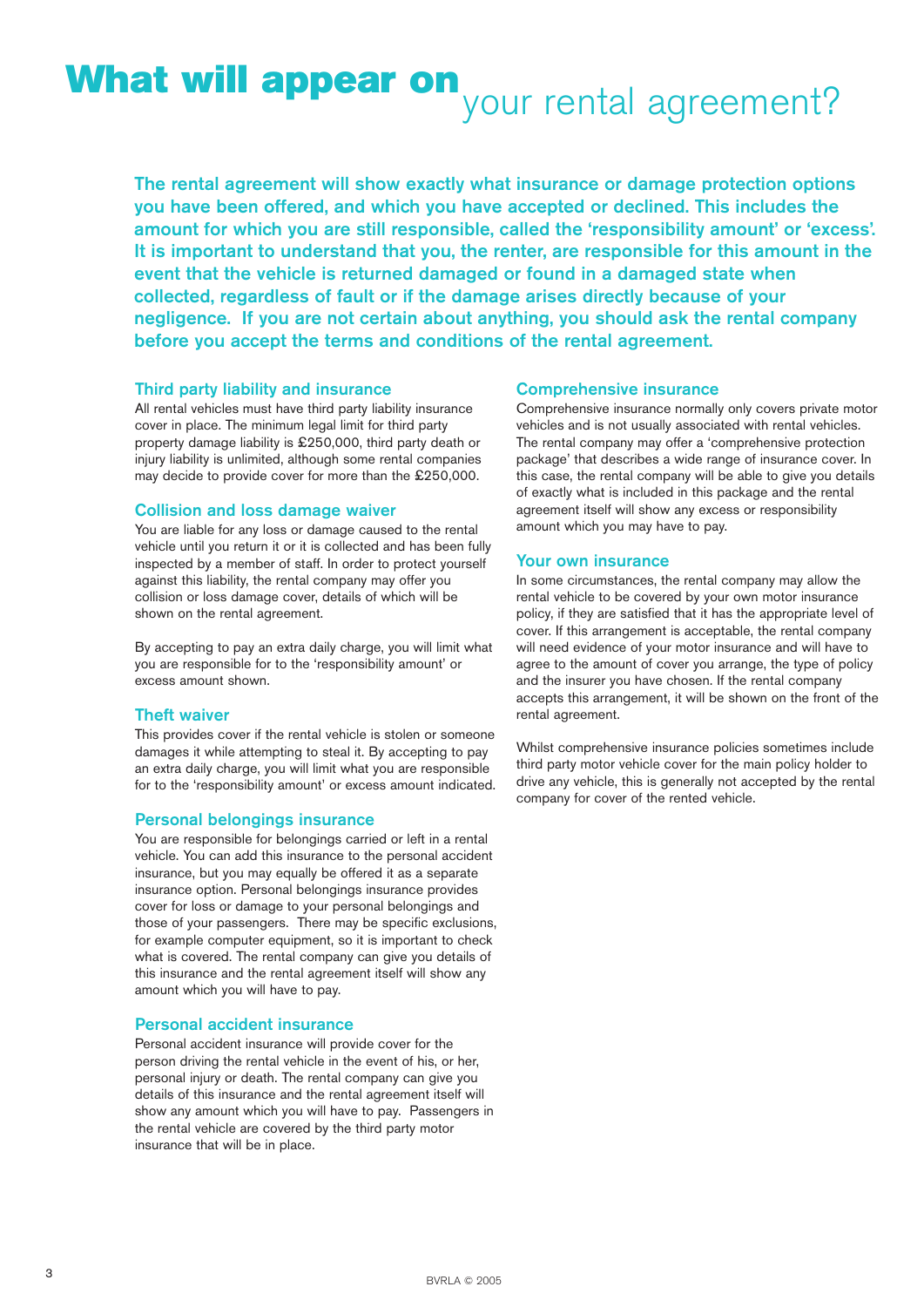# What will appear on your rental agreement?

**The rental agreement will show exactly what insurance or damage protection options you have been offered, and which you have accepted or declined. This includes the amount for which you are still responsible, called the 'responsibility amount' or 'excess'. It is important to understand that you, the renter, are responsible for this amount in the event that the vehicle is returned damaged or found in a damaged state when collected, regardless of fault or if the damage arises directly because of your negligence. If you are not certain about anything, you should ask the rental company before you accept the terms and conditions of the rental agreement.**

## Third party liability and insurance

All rental vehicles must have third party liability insurance cover in place. The minimum legal limit for third party property damage liability is £250,000, third party death or injury liability is unlimited, although some rental companies may decide to provide cover for more than the £250,000.

## Collision and loss damage waiver

You are liable for any loss or damage caused to the rental vehicle until you return it or it is collected and has been fully inspected by a member of staff. In order to protect yourself against this liability, the rental company may offer you collision or loss damage cover, details of which will be shown on the rental agreement.

By accepting to pay an extra daily charge, you will limit what you are responsible for to the 'responsibility amount' or excess amount shown.

## Theft waiver

This provides cover if the rental vehicle is stolen or someone damages it while attempting to steal it. By accepting to pay an extra daily charge, you will limit what you are responsible for to the 'responsibility amount' or excess amount indicated.

## Personal belongings insurance

You are responsible for belongings carried or left in a rental vehicle. You can add this insurance to the personal accident insurance, but you may equally be offered it as a separate insurance option. Personal belongings insurance provides cover for loss or damage to your personal belongings and those of your passengers. There may be specific exclusions, for example computer equipment, so it is important to check what is covered. The rental company can give you details of this insurance and the rental agreement itself will show any amount which you will have to pay.

## Personal accident insurance

Personal accident insurance will provide cover for the person driving the rental vehicle in the event of his, or her, personal injury or death. The rental company can give you details of this insurance and the rental agreement itself will show any amount which you will have to pay. Passengers in the rental vehicle are covered by the third party motor insurance that will be in place.

## Comprehensive insurance

Comprehensive insurance normally only covers private motor vehicles and is not usually associated with rental vehicles. The rental company may offer a 'comprehensive protection package' that describes a wide range of insurance cover. In this case, the rental company will be able to give you details of exactly what is included in this package and the rental agreement itself will show any excess or responsibility amount which you may have to pay.

## Your own insurance

In some circumstances, the rental company may allow the rental vehicle to be covered by your own motor insurance policy, if they are satisfied that it has the appropriate level of cover. If this arrangement is acceptable, the rental company will need evidence of your motor insurance and will have to agree to the amount of cover you arrange, the type of policy and the insurer you have chosen. If the rental company accepts this arrangement, it will be shown on the front of the rental agreement.

Whilst comprehensive insurance policies sometimes include third party motor vehicle cover for the main policy holder to drive any vehicle, this is generally not accepted by the rental company for cover of the rented vehicle.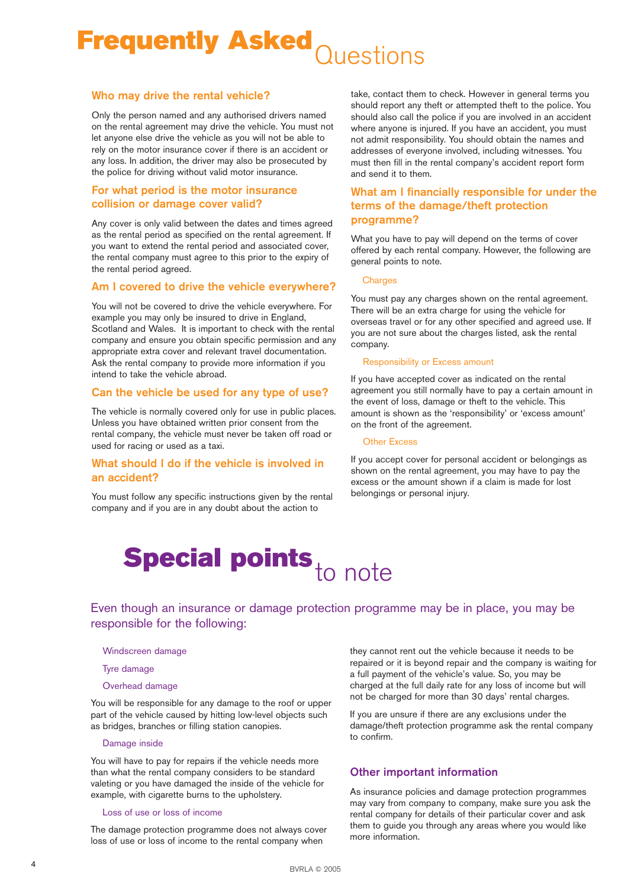# Frequently Asked Questions

### Who may drive the rental vehicle?

Only the person named and any authorised drivers named on the rental agreement may drive the vehicle. You must not let anyone else drive the vehicle as you will not be able to rely on the motor insurance cover if there is an accident or any loss. In addition, the driver may also be prosecuted by the police for driving without valid motor insurance.

### For what period is the motor insurance collision or damage cover valid?

Any cover is only valid between the dates and times agreed as the rental period as specified on the rental agreement. If you want to extend the rental period and associated cover, the rental company must agree to this prior to the expiry of the rental period agreed.

### Am I covered to drive the vehicle everywhere?

You will not be covered to drive the vehicle everywhere. For example you may only be insured to drive in England, Scotland and Wales. It is important to check with the rental company and ensure you obtain specific permission and any appropriate extra cover and relevant travel documentation. Ask the rental company to provide more information if you intend to take the vehicle abroad.

### Can the vehicle be used for any type of use?

The vehicle is normally covered only for use in public places. Unless you have obtained written prior consent from the rental company, the vehicle must never be taken off road or used for racing or used as a taxi.

### What should I do if the vehicle is involved in an accident?

You must follow any specific instructions given by the rental company and if you are in any doubt about the action to take, contact them to check. However in general terms you should report any theft or attempted theft to the police. You should also call the police if you are involved in an accident where anyone is injured. If you have an accident, you must not admit responsibility. You should obtain the names and addresses of everyone involved, including witnesses. You must then fill in the rental company's accident report form and send it to them.

### What am I financially responsible for under the terms of the damage/theft protection programme?

What you have to pay will depend on the terms of cover offered by each rental company. However, the following are general points to note.

#### Charges

You must pay any charges shown on the rental agreement. There will be an extra charge for using the vehicle for overseas travel or for any other specified and agreed use. If you are not sure about the charges listed, ask the rental company.

#### Responsibility or Excess amount

If you have accepted cover as indicated on the rental agreement you still normally have to pay a certain amount in the event of loss, damage or theft to the vehicle. This amount is shown as the 'responsibility' or 'excess amount' on the front of the agreement.

#### Other Excess

If you accept cover for personal accident or belongings as shown on the rental agreement, you may have to pay the excess or the amount shown if a claim is made for lost belongings or personal injury.

# Special points to note

Even though an insurance or damage protection programme may be in place, you may be responsible for the following:

#### Windscreen damage

#### Tyre damage

#### Overhead damage

You will be responsible for any damage to the roof or upper part of the vehicle caused by hitting low-level objects such as bridges, branches or filling station canopies.

#### Damage inside

You will have to pay for repairs if the vehicle needs more than what the rental company considers to be standard valeting or you have damaged the inside of the vehicle for example, with cigarette burns to the upholstery.

#### Loss of use or loss of income

The damage protection programme does not always cover loss of use or loss of income to the rental company when they cannot rent out the vehicle because it needs to be repaired or it is beyond repair and the company is waiting for a full payment of the vehicle's value. So, you may be charged at the full daily rate for any loss of income but will not be charged for more than 30 days' rental charges.

If you are unsure if there are any exclusions under the damage/theft protection programme ask the rental company to confirm.

### Other important information

As insurance policies and damage protection programmes may vary from company to company, make sure you ask the rental company for details of their particular cover and ask them to guide you through any areas where you would like more information.

BVRLA © 2005